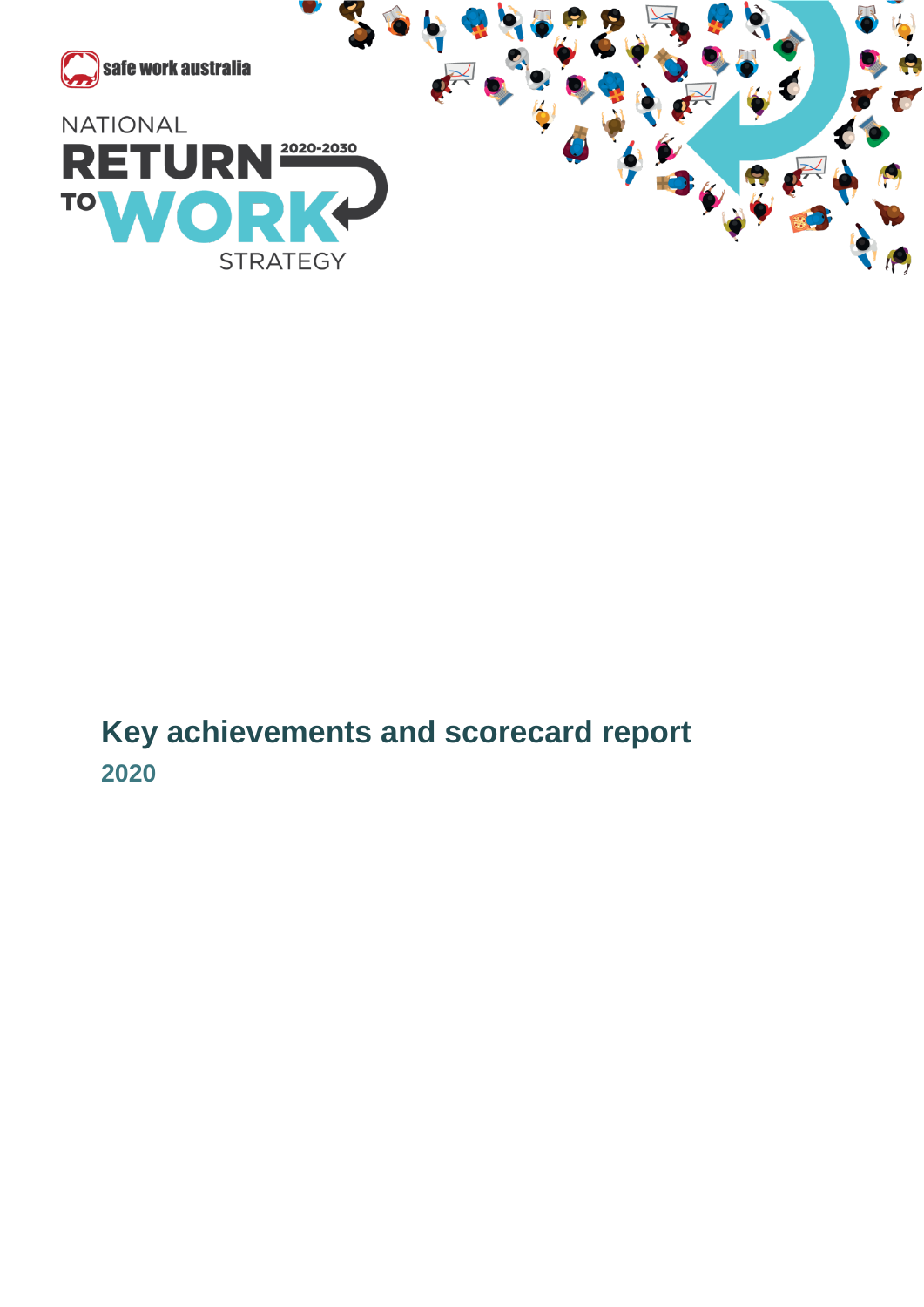safe work australia

NATIONAL RETURN TO WORK STRATEGY 2020-2030

# Key achievements and scorecard report

## 2020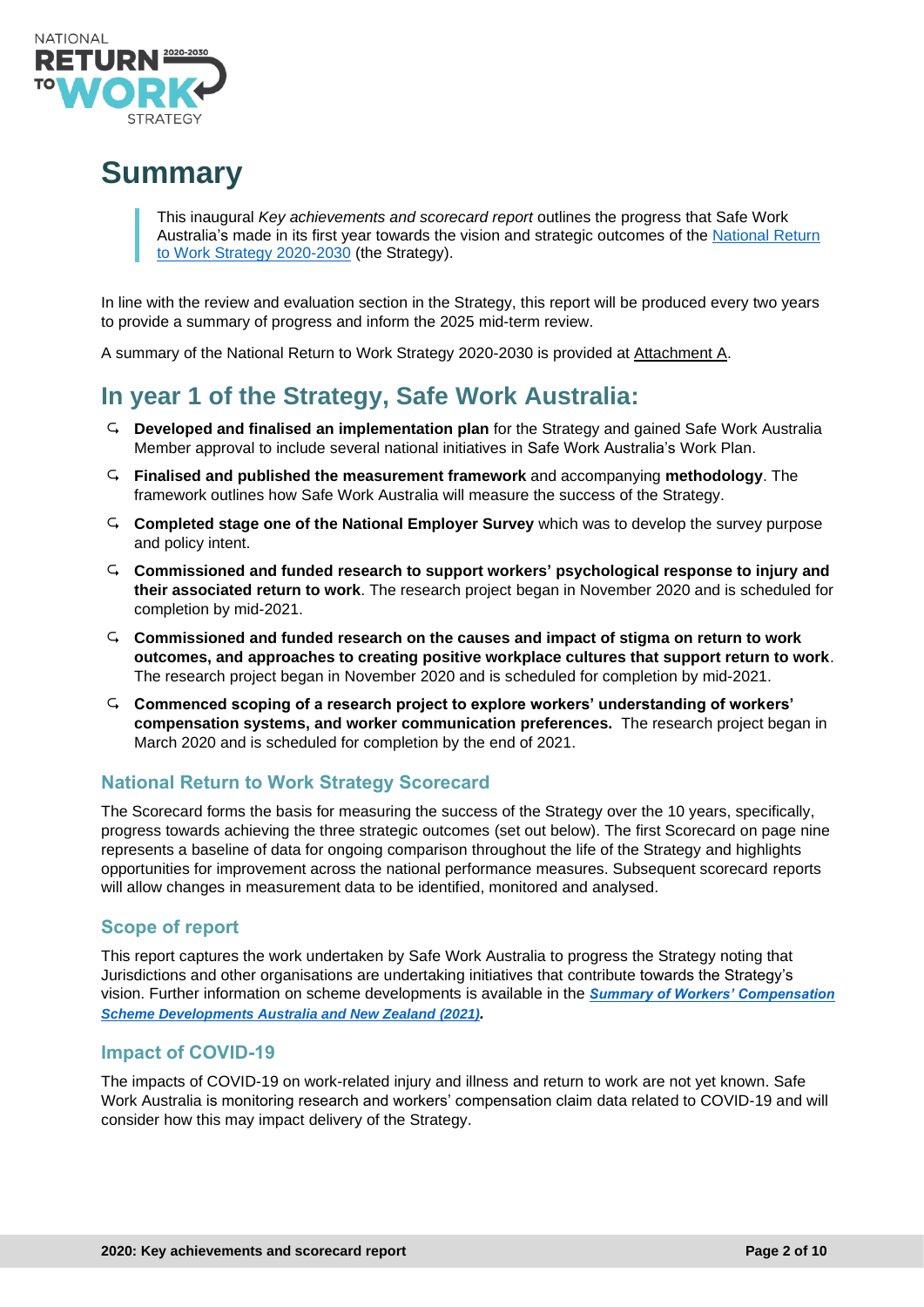# Summary

> This inaugural *Key achievements and scorecard report* outlines the progress that Safe Work Australia's made in its first year towards the vision and strategic outcomes of the National Return to Work Strategy 2020-2030 (the Strategy).

In line with the review and evaluation section in the Strategy, this report will be produced every two years to provide a summary of progress and inform the 2025 mid-term review.

A summary of the National Return to Work Strategy 2020-2030 is provided at Attachment A.

## In year 1 of the Strategy, Safe Work Australia:

- **Developed and finalised an implementation plan** for the Strategy and gained Safe Work Australia Member approval to include several national initiatives in Safe Work Australia's Work Plan.
- **Finalised and published the measurement framework** and accompanying **methodology**. The framework outlines how Safe Work Australia will measure the success of the Strategy.
- **Completed stage one of the National Employer Survey** which was to develop the survey purpose and policy intent.
- **Commissioned and funded research to support workers' psychological response to injury and their associated return to work**. The research project began in November 2020 and is scheduled for completion by mid-2021.
- **Commissioned and funded research on the causes and impact of stigma on return to work outcomes, and approaches to creating positive workplace cultures that support return to work**. The research project began in November 2020 and is scheduled for completion by mid-2021.
- **Commenced scoping of a research project to explore workers' understanding of workers' compensation systems, and worker communication preferences.** The research project began in March 2020 and is scheduled for completion by the end of 2021.

### National Return to Work Strategy Scorecard

The Scorecard forms the basis for measuring the success of the Strategy over the 10 years, specifically, progress towards achieving the three strategic outcomes (set out below). The first Scorecard on page nine represents a baseline of data for ongoing comparison throughout the life of the Strategy and highlights opportunities for improvement across the national performance measures. Subsequent scorecard reports will allow changes in measurement data to be identified, monitored and analysed.

### Scope of report

This report captures the work undertaken by Safe Work Australia to progress the Strategy noting that Jurisdictions and other organisations are undertaking initiatives that contribute towards the Strategy's vision. Further information on scheme developments is available in the ***Summary of Workers' Compensation Scheme Developments Australia and New Zealand (2021)***.

### Impact of COVID-19

The impacts of COVID-19 on work-related injury and illness and return to work are not yet known. Safe Work Australia is monitoring research and workers' compensation claim data related to COVID-19 and will consider how this may impact delivery of the Strategy.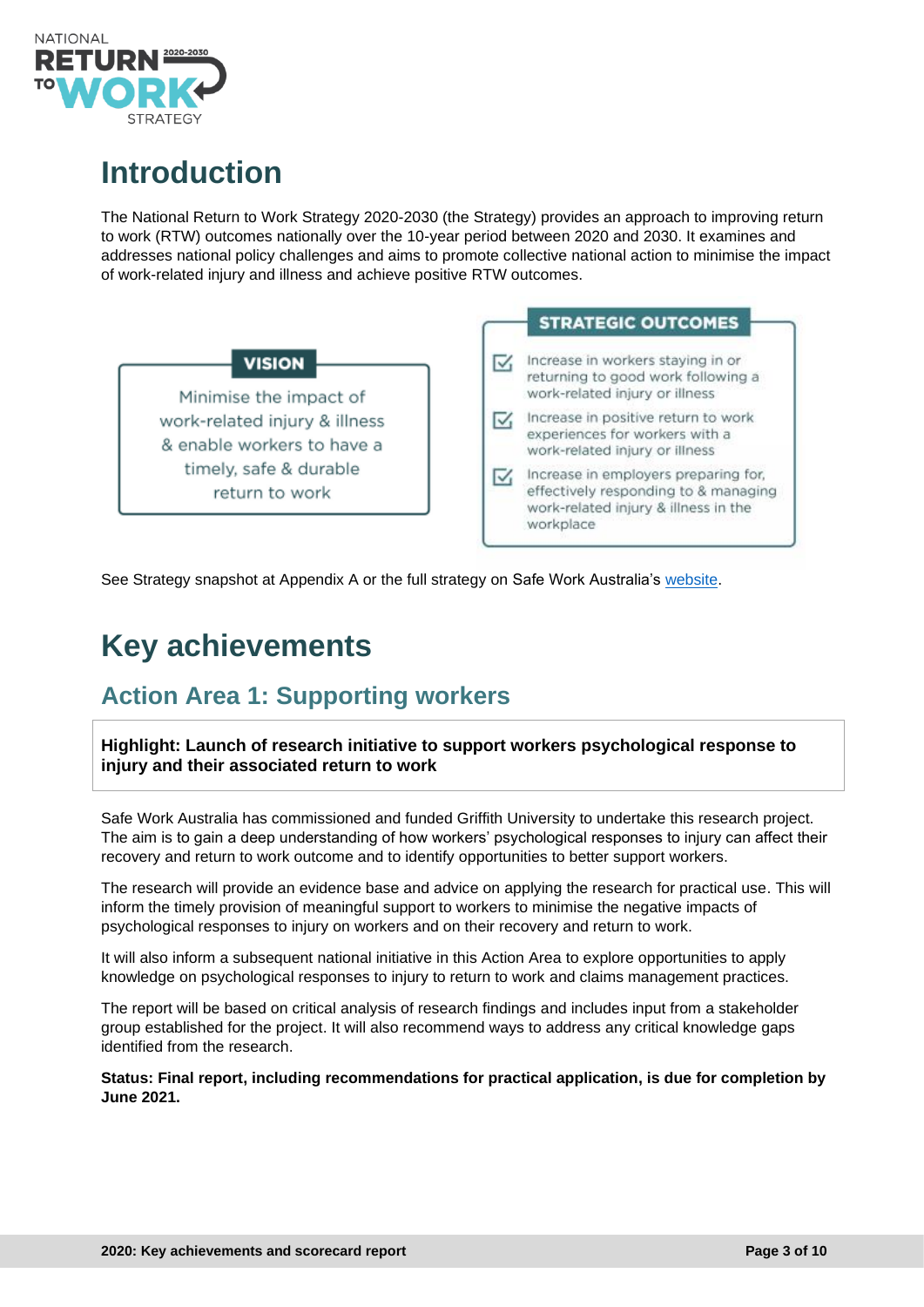# Introduction

The National Return to Work Strategy 2020-2030 (the Strategy) provides an approach to improving return to work (RTW) outcomes nationally over the 10-year period between 2020 and 2030. It examines and addresses national policy challenges and aims to promote collective national action to minimise the impact of work-related injury and illness and achieve positive RTW outcomes.

**VISION**

Minimise the impact of work-related injury & illness & enable workers to have a timely, safe & durable return to work

**STRATEGIC OUTCOMES**

- Increase in workers staying in or returning to good work following a work-related injury or illness
- Increase in positive return to work experiences for workers with a work-related injury or illness
- Increase in employers preparing for, effectively responding to & managing work-related injury & illness in the workplace

See Strategy snapshot at Appendix A or the full strategy on Safe Work Australia's website.

# Key achievements

## Action Area 1: Supporting workers

**Highlight: Launch of research initiative to support workers psychological response to injury and their associated return to work**

Safe Work Australia has commissioned and funded Griffith University to undertake this research project. The aim is to gain a deep understanding of how workers' psychological responses to injury can affect their recovery and return to work outcome and to identify opportunities to better support workers.

The research will provide an evidence base and advice on applying the research for practical use. This will inform the timely provision of meaningful support to workers to minimise the negative impacts of psychological responses to injury on workers and on their recovery and return to work.

It will also inform a subsequent national initiative in this Action Area to explore opportunities to apply knowledge on psychological responses to injury to return to work and claims management practices.

The report will be based on critical analysis of research findings and includes input from a stakeholder group established for the project. It will also recommend ways to address any critical knowledge gaps identified from the research.

**Status: Final report, including recommendations for practical application, is due for completion by June 2021.**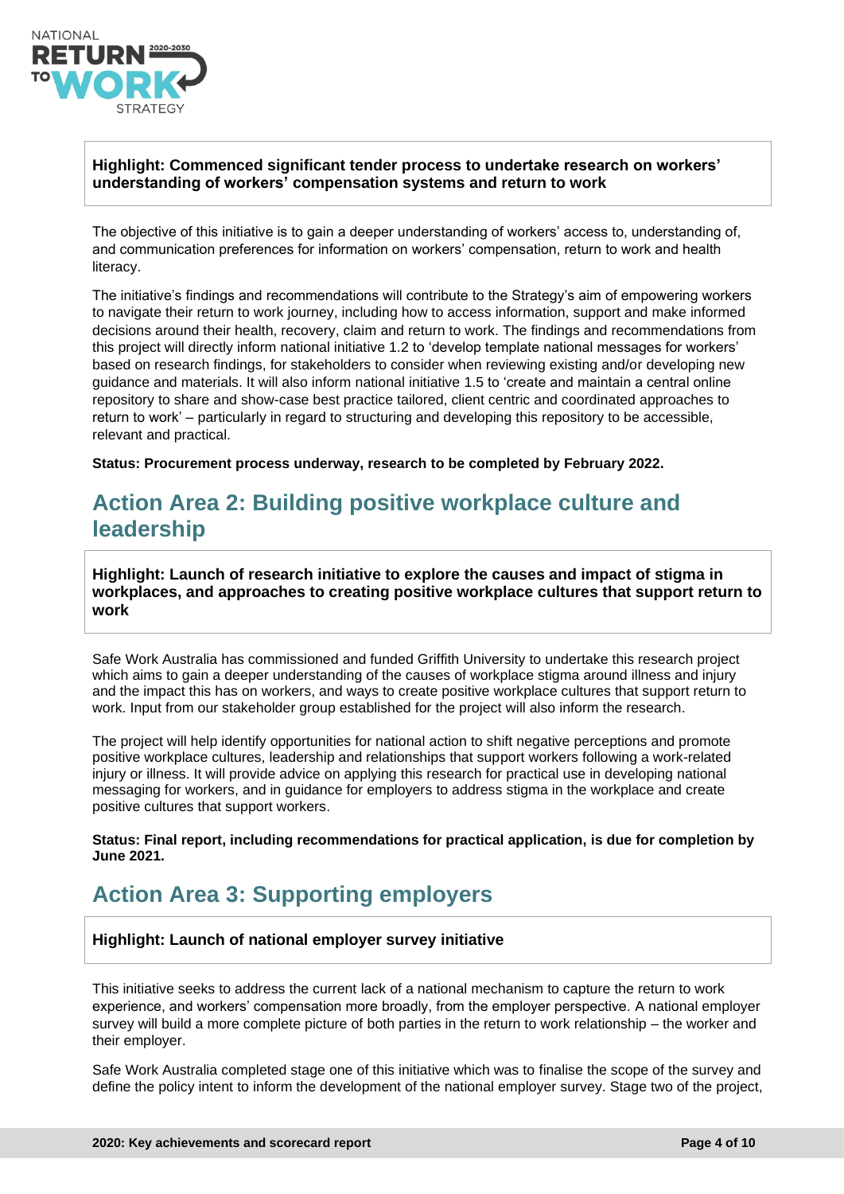**Highlight: Commenced significant tender process to undertake research on workers' understanding of workers' compensation systems and return to work**

The objective of this initiative is to gain a deeper understanding of workers' access to, understanding of, and communication preferences for information on workers' compensation, return to work and health literacy.

The initiative's findings and recommendations will contribute to the Strategy's aim of empowering workers to navigate their return to work journey, including how to access information, support and make informed decisions around their health, recovery, claim and return to work. The findings and recommendations from this project will directly inform national initiative 1.2 to 'develop template national messages for workers' based on research findings, for stakeholders to consider when reviewing existing and/or developing new guidance and materials. It will also inform national initiative 1.5 to 'create and maintain a central online repository to share and show-case best practice tailored, client centric and coordinated approaches to return to work' – particularly in regard to structuring and developing this repository to be accessible, relevant and practical.

**Status: Procurement process underway, research to be completed by February 2022.**

## Action Area 2: Building positive workplace culture and leadership

**Highlight: Launch of research initiative to explore the causes and impact of stigma in workplaces, and approaches to creating positive workplace cultures that support return to work**

Safe Work Australia has commissioned and funded Griffith University to undertake this research project which aims to gain a deeper understanding of the causes of workplace stigma around illness and injury and the impact this has on workers, and ways to create positive workplace cultures that support return to work. Input from our stakeholder group established for the project will also inform the research.

The project will help identify opportunities for national action to shift negative perceptions and promote positive workplace cultures, leadership and relationships that support workers following a work-related injury or illness. It will provide advice on applying this research for practical use in developing national messaging for workers, and in guidance for employers to address stigma in the workplace and create positive cultures that support workers.

**Status: Final report, including recommendations for practical application, is due for completion by June 2021.**

## Action Area 3: Supporting employers

**Highlight: Launch of national employer survey initiative**

This initiative seeks to address the current lack of a national mechanism to capture the return to work experience, and workers' compensation more broadly, from the employer perspective. A national employer survey will build a more complete picture of both parties in the return to work relationship – the worker and their employer.

Safe Work Australia completed stage one of this initiative which was to finalise the scope of the survey and define the policy intent to inform the development of the national employer survey. Stage two of the project,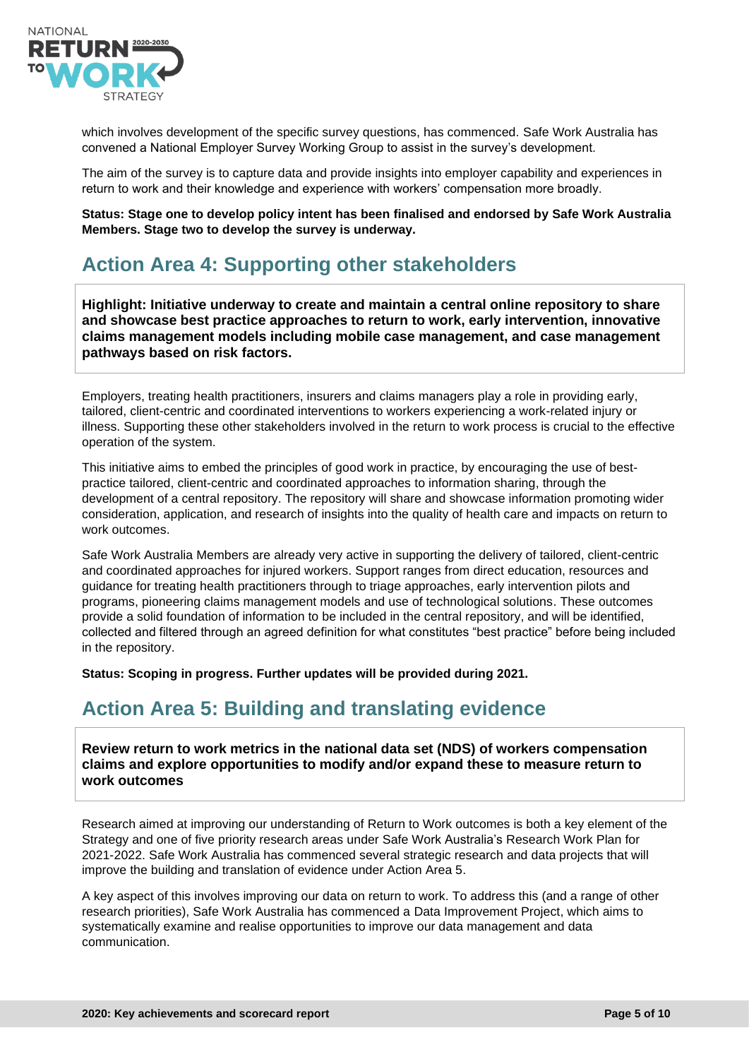which involves development of the specific survey questions, has commenced. Safe Work Australia has convened a National Employer Survey Working Group to assist in the survey's development.

The aim of the survey is to capture data and provide insights into employer capability and experiences in return to work and their knowledge and experience with workers' compensation more broadly.

**Status: Stage one to develop policy intent has been finalised and endorsed by Safe Work Australia Members. Stage two to develop the survey is underway.**

## Action Area 4: Supporting other stakeholders

**Highlight: Initiative underway to create and maintain a central online repository to share and showcase best practice approaches to return to work, early intervention, innovative claims management models including mobile case management, and case management pathways based on risk factors.**

Employers, treating health practitioners, insurers and claims managers play a role in providing early, tailored, client-centric and coordinated interventions to workers experiencing a work-related injury or illness. Supporting these other stakeholders involved in the return to work process is crucial to the effective operation of the system.

This initiative aims to embed the principles of good work in practice, by encouraging the use of best-practice tailored, client-centric and coordinated approaches to information sharing, through the development of a central repository. The repository will share and showcase information promoting wider consideration, application, and research of insights into the quality of health care and impacts on return to work outcomes.

Safe Work Australia Members are already very active in supporting the delivery of tailored, client-centric and coordinated approaches for injured workers. Support ranges from direct education, resources and guidance for treating health practitioners through to triage approaches, early intervention pilots and programs, pioneering claims management models and use of technological solutions. These outcomes provide a solid foundation of information to be included in the central repository, and will be identified, collected and filtered through an agreed definition for what constitutes "best practice" before being included in the repository.

**Status: Scoping in progress. Further updates will be provided during 2021.**

## Action Area 5: Building and translating evidence

**Review return to work metrics in the national data set (NDS) of workers compensation claims and explore opportunities to modify and/or expand these to measure return to work outcomes**

Research aimed at improving our understanding of Return to Work outcomes is both a key element of the Strategy and one of five priority research areas under Safe Work Australia's Research Work Plan for 2021-2022. Safe Work Australia has commenced several strategic research and data projects that will improve the building and translation of evidence under Action Area 5.

A key aspect of this involves improving our data on return to work. To address this (and a range of other research priorities), Safe Work Australia has commenced a Data Improvement Project, which aims to systematically examine and realise opportunities to improve our data management and data communication.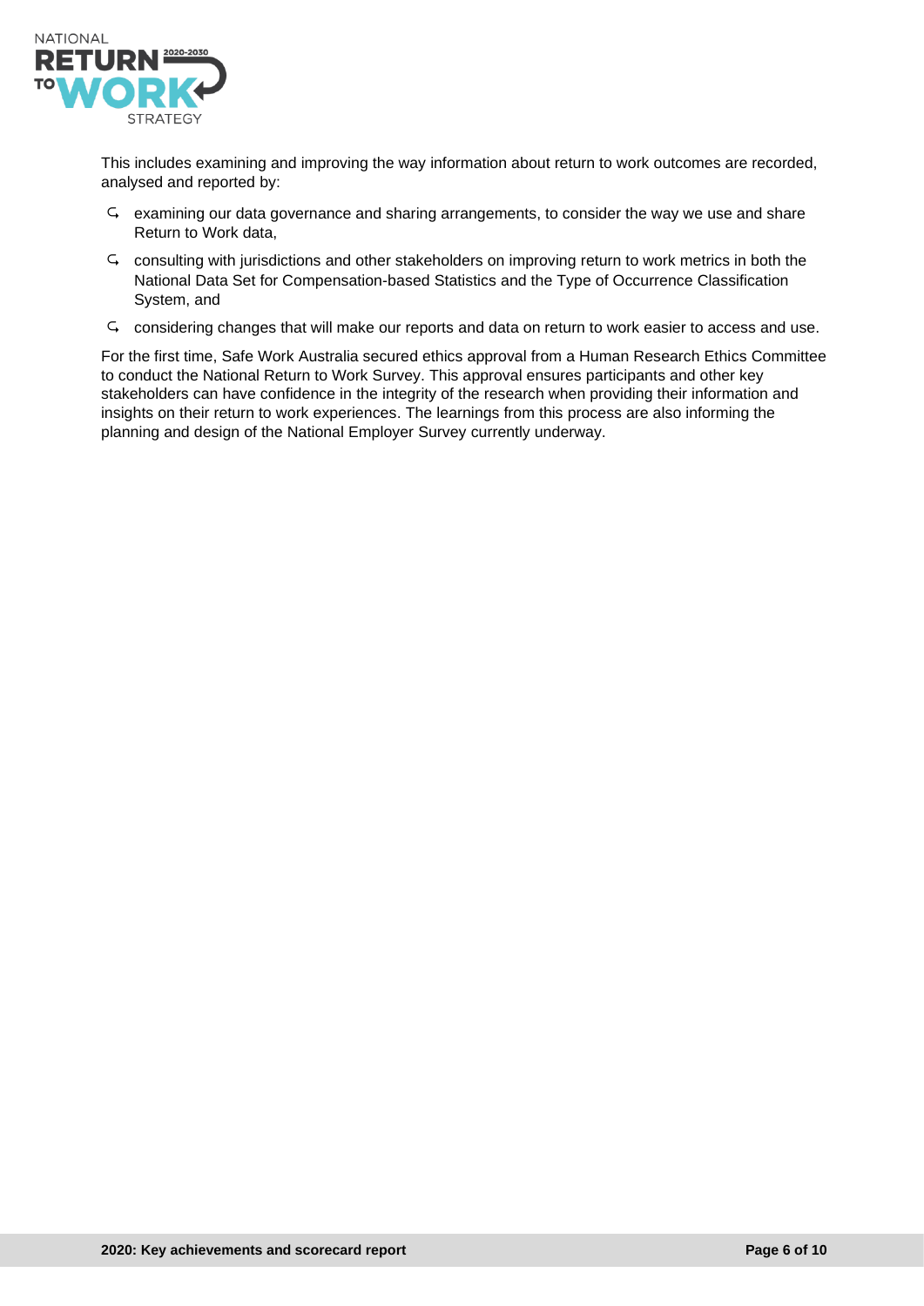This includes examining and improving the way information about return to work outcomes are recorded, analysed and reported by:

- examining our data governance and sharing arrangements, to consider the way we use and share Return to Work data,
- consulting with jurisdictions and other stakeholders on improving return to work metrics in both the National Data Set for Compensation-based Statistics and the Type of Occurrence Classification System, and
- considering changes that will make our reports and data on return to work easier to access and use.

For the first time, Safe Work Australia secured ethics approval from a Human Research Ethics Committee to conduct the National Return to Work Survey. This approval ensures participants and other key stakeholders can have confidence in the integrity of the research when providing their information and insights on their return to work experiences. The learnings from this process are also informing the planning and design of the National Employer Survey currently underway.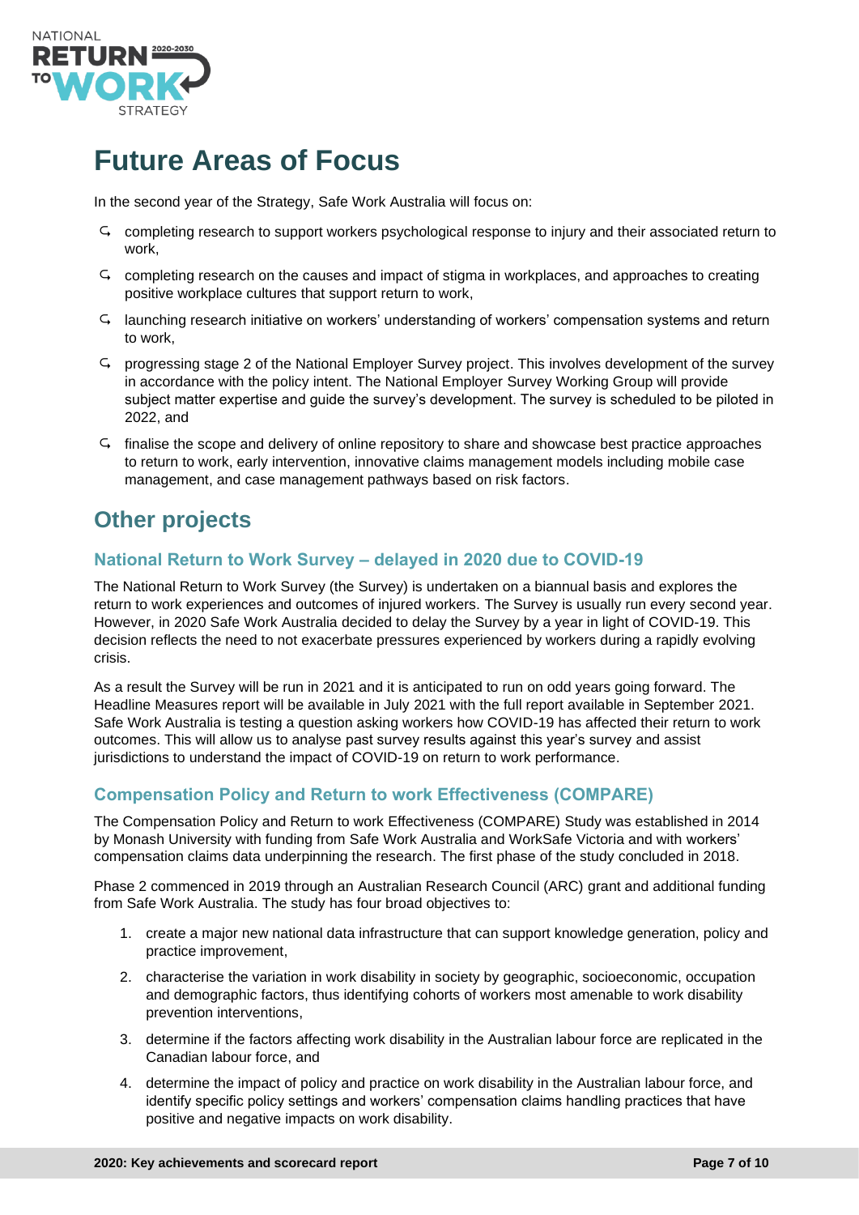# Future Areas of Focus

In the second year of the Strategy, Safe Work Australia will focus on:

- completing research to support workers psychological response to injury and their associated return to work,
- completing research on the causes and impact of stigma in workplaces, and approaches to creating positive workplace cultures that support return to work,
- launching research initiative on workers' understanding of workers' compensation systems and return to work,
- progressing stage 2 of the National Employer Survey project. This involves development of the survey in accordance with the policy intent. The National Employer Survey Working Group will provide subject matter expertise and guide the survey's development. The survey is scheduled to be piloted in 2022, and
- finalise the scope and delivery of online repository to share and showcase best practice approaches to return to work, early intervention, innovative claims management models including mobile case management, and case management pathways based on risk factors.

## Other projects

### National Return to Work Survey – delayed in 2020 due to COVID-19

The National Return to Work Survey (the Survey) is undertaken on a biannual basis and explores the return to work experiences and outcomes of injured workers. The Survey is usually run every second year. However, in 2020 Safe Work Australia decided to delay the Survey by a year in light of COVID-19. This decision reflects the need to not exacerbate pressures experienced by workers during a rapidly evolving crisis.

As a result the Survey will be run in 2021 and it is anticipated to run on odd years going forward. The Headline Measures report will be available in July 2021 with the full report available in September 2021. Safe Work Australia is testing a question asking workers how COVID-19 has affected their return to work outcomes. This will allow us to analyse past survey results against this year's survey and assist jurisdictions to understand the impact of COVID-19 on return to work performance.

### Compensation Policy and Return to work Effectiveness (COMPARE)

The Compensation Policy and Return to work Effectiveness (COMPARE) Study was established in 2014 by Monash University with funding from Safe Work Australia and WorkSafe Victoria and with workers' compensation claims data underpinning the research. The first phase of the study concluded in 2018.

Phase 2 commenced in 2019 through an Australian Research Council (ARC) grant and additional funding from Safe Work Australia. The study has four broad objectives to:

1. create a major new national data infrastructure that can support knowledge generation, policy and practice improvement,
2. characterise the variation in work disability in society by geographic, socioeconomic, occupation and demographic factors, thus identifying cohorts of workers most amenable to work disability prevention interventions,
3. determine if the factors affecting work disability in the Australian labour force are replicated in the Canadian labour force, and
4. determine the impact of policy and practice on work disability in the Australian labour force, and identify specific policy settings and workers' compensation claims handling practices that have positive and negative impacts on work disability.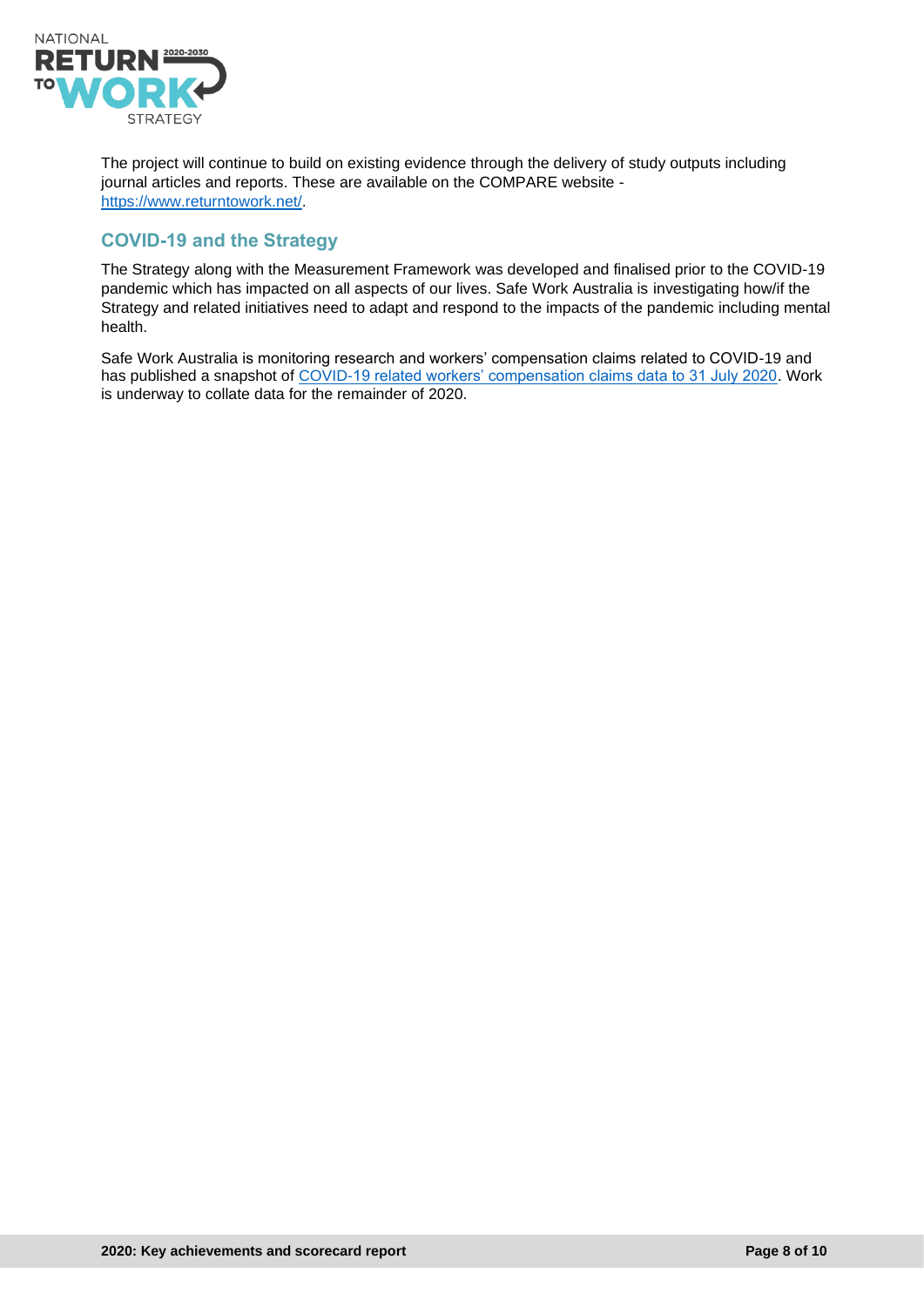The project will continue to build on existing evidence through the delivery of study outputs including journal articles and reports. These are available on the COMPARE website - [https://www.returntowork.net/](https://www.returntowork.net/).

## COVID-19 and the Strategy

The Strategy along with the Measurement Framework was developed and finalised prior to the COVID-19 pandemic which has impacted on all aspects of our lives. Safe Work Australia is investigating how/if the Strategy and related initiatives need to adapt and respond to the impacts of the pandemic including mental health.

Safe Work Australia is monitoring research and workers' compensation claims related to COVID-19 and has published a snapshot of COVID-19 related workers' compensation claims data to 31 July 2020. Work is underway to collate data for the remainder of 2020.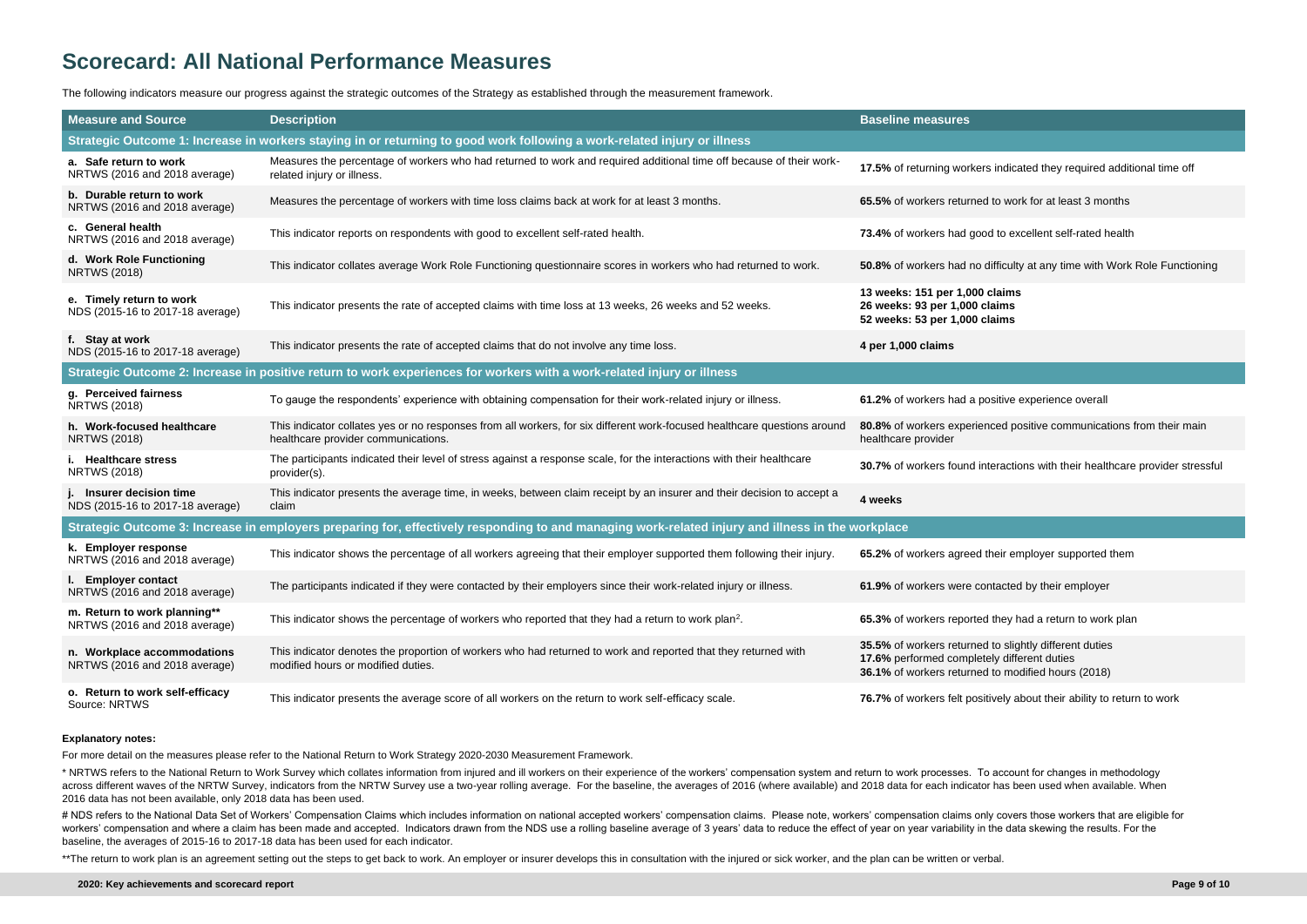# Scorecard: All National Performance Measures

The following indicators measure our progress against the strategic outcomes of the Strategy as established through the measurement framework.

| Measure and Source | Description | Baseline measures |
|---|---|---|
| **Strategic Outcome 1: Increase in workers staying in or returning to good work following a work-related injury or illness** | | |
| **a. Safe return to work** NRTWS (2016 and 2018 average) | Measures the percentage of workers who had returned to work and required additional time off because of their work-related injury or illness. | **17.5%** of returning workers indicated they required additional time off |
| **b. Durable return to work** NRTWS (2016 and 2018 average) | Measures the percentage of workers with time loss claims back at work for at least 3 months. | **65.5%** of workers returned to work for at least 3 months |
| **c. General health** NRTWS (2016 and 2018 average) | This indicator reports on respondents with good to excellent self-rated health. | **73.4%** of workers had good to excellent self-rated health |
| **d. Work Role Functioning** NRTWS (2018) | This indicator collates average Work Role Functioning questionnaire scores in workers who had returned to work. | **50.8%** of workers had no difficulty at any time with Work Role Functioning |
| **e. Timely return to work** NDS (2015-16 to 2017-18 average) | This indicator presents the rate of accepted claims with time loss at 13 weeks, 26 weeks and 52 weeks. | **13 weeks: 151 per 1,000 claims** **26 weeks: 93 per 1,000 claims** **52 weeks: 53 per 1,000 claims** |
| **f. Stay at work** NDS (2015-16 to 2017-18 average) | This indicator presents the rate of accepted claims that do not involve any time loss. | **4 per 1,000 claims** |
| **Strategic Outcome 2: Increase in positive return to work experiences for workers with a work-related injury or illness** | | |
| **g. Perceived fairness** NRTWS (2018) | To gauge the respondents' experience with obtaining compensation for their work-related injury or illness. | **61.2%** of workers had a positive experience overall |
| **h. Work-focused healthcare** NRTWS (2018) | This indicator collates yes or no responses from all workers, for six different work-focused healthcare questions around healthcare provider communications. | **80.8%** of workers experienced positive communications from their main healthcare provider |
| **i. Healthcare stress** NRTWS (2018) | The participants indicated their level of stress against a response scale, for the interactions with their healthcare provider(s). | **30.7%** of workers found interactions with their healthcare provider stressful |
| **j. Insurer decision time** NDS (2015-16 to 2017-18 average) | This indicator presents the average time, in weeks, between claim receipt by an insurer and their decision to accept a claim | **4 weeks** |
| **Strategic Outcome 3: Increase in employers preparing for, effectively responding to and managing work-related injury and illness in the workplace** | | |
| **k. Employer response** NRTWS (2016 and 2018 average) | This indicator shows the percentage of all workers agreeing that their employer supported them following their injury. | **65.2%** of workers agreed their employer supported them |
| **l. Employer contact** NRTWS (2016 and 2018 average) | The participants indicated if they were contacted by their employers since their work-related injury or illness. | **61.9%** of workers were contacted by their employer |
| **m. Return to work planning**\*\* NRTWS (2016 and 2018 average) | This indicator shows the percentage of workers who reported that they had a return to work plan[2]. | **65.3%** of workers reported they had a return to work plan |
| **n. Workplace accommodations** NRTWS (2016 and 2018 average) | This indicator denotes the proportion of workers who had returned to work and reported that they returned with modified hours or modified duties. | **35.5%** of workers returned to slightly different duties **17.6%** performed completely different duties **36.1%** of workers returned to modified hours (2018) |
| **o. Return to work self-efficacy** Source: NRTWS | This indicator presents the average score of all workers on the return to work self-efficacy scale. | **76.7%** of workers felt positively about their ability to return to work |

**Explanatory notes:**

For more detail on the measures please refer to the National Return to Work Strategy 2020-2030 Measurement Framework.

\* NRTWS refers to the National Return to Work Survey which collates information from injured and ill workers on their experience of the workers' compensation system and return to work processes. To account for changes in methodology across different waves of the NRTW Survey, indicators from the NRTW Survey use a two-year rolling average. For the baseline, the averages of 2016 (where available) and 2018 data for each indicator has been used when available. When 2016 data has not been available, only 2018 data has been used.

# NDS refers to the National Data Set of Workers' Compensation Claims which includes information on national accepted workers' compensation claims. Please note, workers' compensation claims only covers those workers that are eligible for workers' compensation and where a claim has been made and accepted. Indicators drawn from the NDS use a rolling baseline average of 3 years' data to reduce the effect of year on year variability in the data skewing the results. For the baseline, the averages of 2015-16 to 2017-18 data has been used for each indicator.

\*\*The return to work plan is an agreement setting out the steps to get back to work. An employer or insurer develops this in consultation with the injured or sick worker, and the plan can be written or verbal.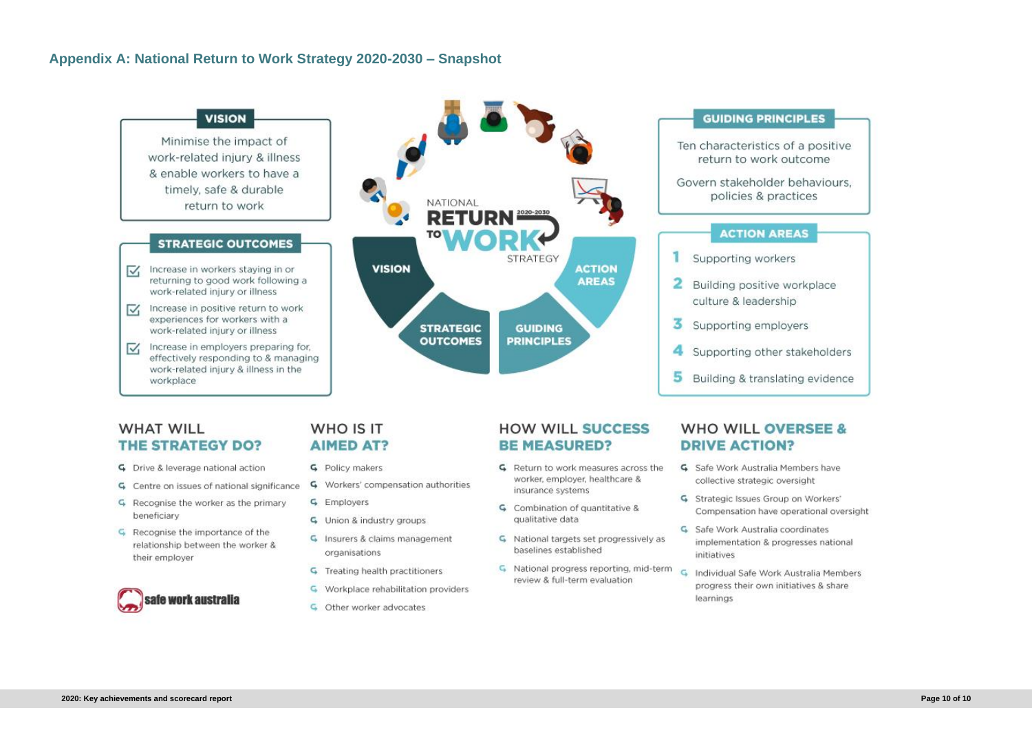## Appendix A: National Return to Work Strategy 2020-2030 – Snapshot

### VISION

Minimise the impact of work-related injury & illness & enable workers to have a timely, safe & durable return to work

### STRATEGIC OUTCOMES

- Increase in workers staying in or returning to good work following a work-related injury or illness
- Increase in positive return to work experiences for workers with a work-related injury or illness
- Increase in employers preparing for, effectively responding to & managing work-related injury & illness in the workplace

NATIONAL RETURN TO WORK STRATEGY 2020-2030

VISION

STRATEGIC OUTCOMES

GUIDING PRINCIPLES

ACTION AREAS

### GUIDING PRINCIPLES

Ten characteristics of a positive return to work outcome

Govern stakeholder behaviours, policies & practices

### ACTION AREAS

1. Supporting workers
2. Building positive workplace culture & leadership
3. Supporting employers
4. Supporting other stakeholders
5. Building & translating evidence

### WHAT WILL THE STRATEGY DO?

- Drive & leverage national action
- Centre on issues of national significance
- Recognise the worker as the primary beneficiary
- Recognise the importance of the relationship between the worker & their employer

safe work australia

### WHO IS IT AIMED AT?

- Policy makers
- Workers' compensation authorities
- Employers
- Union & industry groups
- Insurers & claims management organisations
- Treating health practitioners
- Workplace rehabilitation providers
- Other worker advocates

### HOW WILL SUCCESS BE MEASURED?

- Return to work measures across the worker, employer, healthcare & insurance systems
- Combination of quantitative & qualitative data
- National targets set progressively as baselines established
- National progress reporting, mid-term review & full-term evaluation

### WHO WILL OVERSEE & DRIVE ACTION?

- Safe Work Australia Members have collective strategic oversight
- Strategic Issues Group on Workers' Compensation have operational oversight
- Safe Work Australia coordinates implementation & progresses national initiatives
- Individual Safe Work Australia Members progress their own initiatives & share learnings